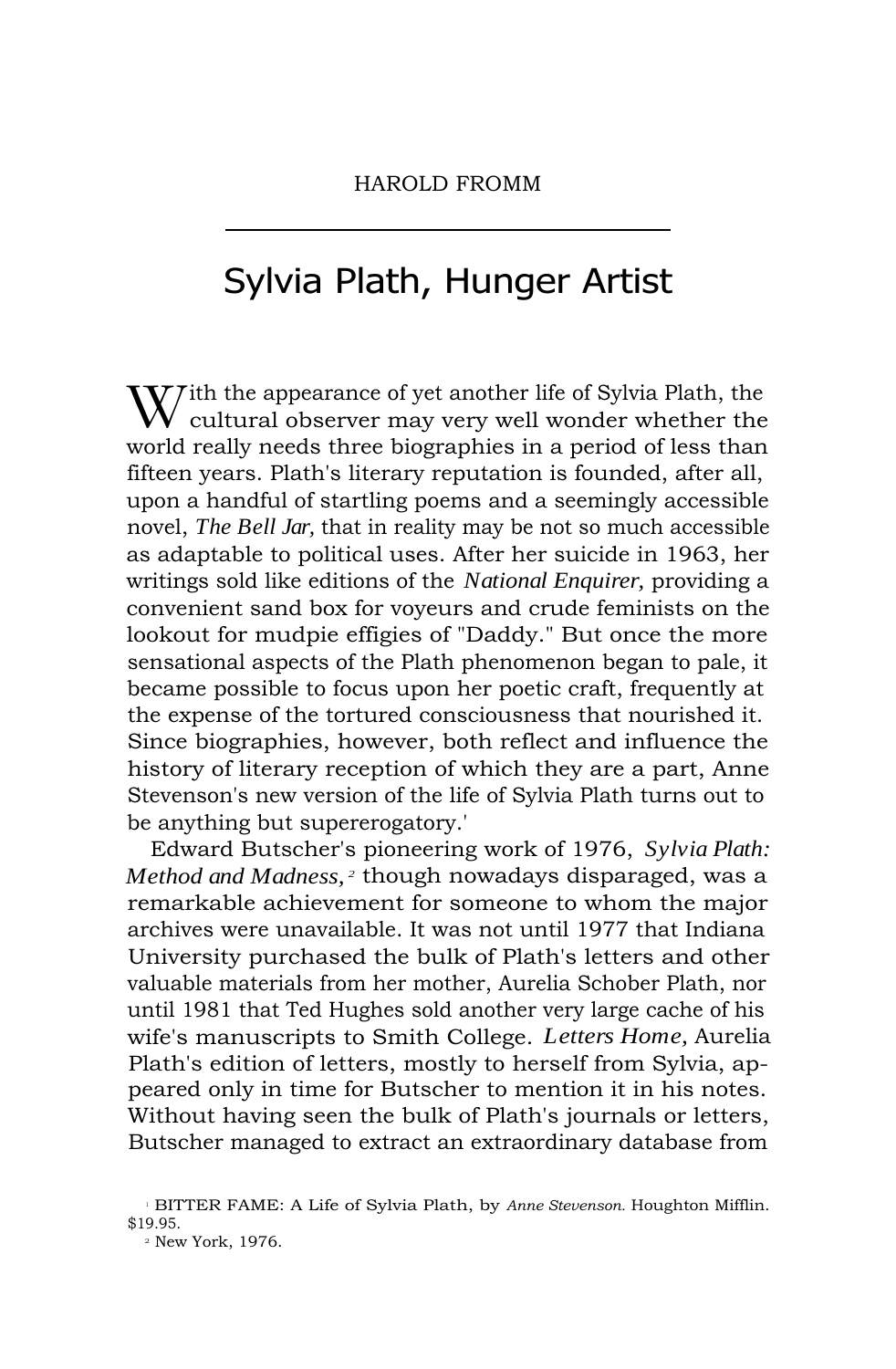HAROLD FROMM

# Sylvia Plath, Hunger Artist

With the appearance of yet another life of Sylvia Plath, the cultural observer may very well wonder whether the world really needs three biographies in a period of less than fifteen years. Plath's literary reputation is founded, after all, upon a handful of startling poems and a seemingly accessible novel, *The Bell Jar,* that in reality may be not so much accessible as adaptable to political uses. After her suicide in 1963, her writings sold like editions of the *National Enquirer,* providing a convenient sand box for voyeurs and crude feminists on the lookout for mudpie effigies of "Daddy." But once the more sensational aspects of the Plath phenomenon began to pale, it became possible to focus upon her poetic craft, frequently at the expense of the tortured consciousness that nourished it. Since biographies, however, both reflect and influence the history of literary reception of which they are a part, Anne Stevenson's new version of the life of Sylvia Plath turns out to be anything but supererogatory.[1]

Edward Butscher's pioneering work of 1976, *Sylvia Plath: Method and Madness,*[2] though nowadays disparaged, was a remarkable achievement for someone to whom the major archives were unavailable. It was not until 1977 that Indiana University purchased the bulk of Plath's letters and other valuable materials from her mother, Aurelia Schober Plath, nor until 1981 that Ted Hughes sold another very large cache of his wife's manuscripts to Smith College. *Letters Home,* Aurelia Plath's edition of letters, mostly to herself from Sylvia, appeared only in time for Butscher to mention it in his notes. Without having seen the bulk of Plath's journals or letters, Butscher managed to extract an extraordinary database from

[1] BITTER FAME: A Life of Sylvia Plath, by *Anne Stevenson.* Houghton Mifflin. $19.95.

[2] New York, 1976.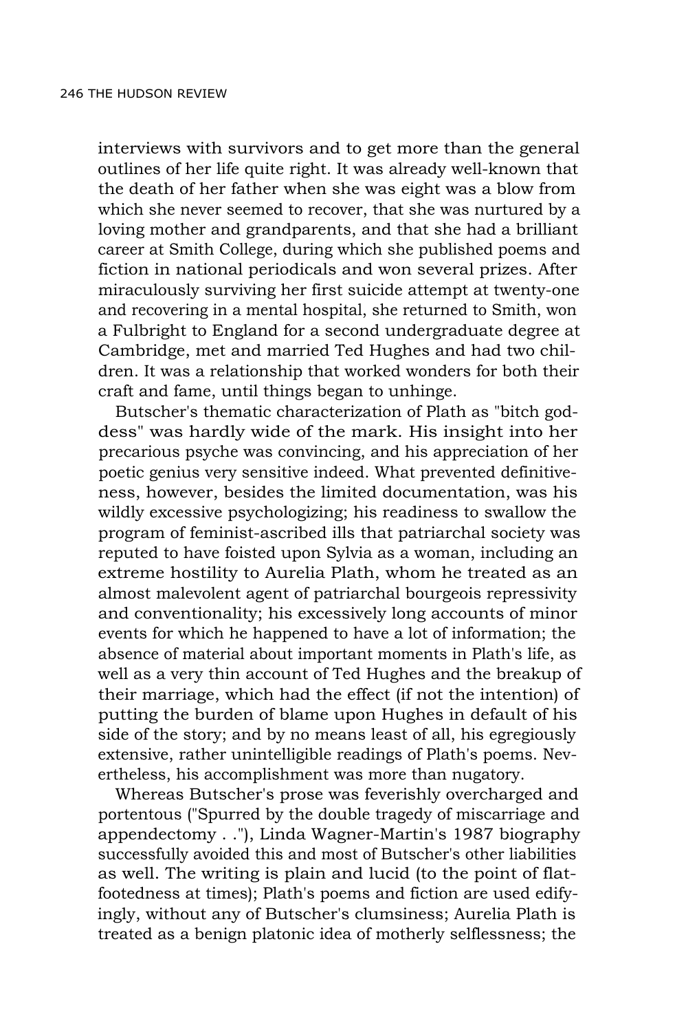interviews with survivors and to get more than the general outlines of her life quite right. It was already well-known that the death of her father when she was eight was a blow from which she never seemed to recover, that she was nurtured by a loving mother and grandparents, and that she had a brilliant career at Smith College, during which she published poems and fiction in national periodicals and won several prizes. After miraculously surviving her first suicide attempt at twenty-one and recovering in a mental hospital, she returned to Smith, won a Fulbright to England for a second undergraduate degree at Cambridge, met and married Ted Hughes and had two children. It was a relationship that worked wonders for both their craft and fame, until things began to unhinge.

Butscher's thematic characterization of Plath as "bitch goddess" was hardly wide of the mark. His insight into her precarious psyche was convincing, and his appreciation of her poetic genius very sensitive indeed. What prevented definitiveness, however, besides the limited documentation, was his wildly excessive psychologizing; his readiness to swallow the program of feminist-ascribed ills that patriarchal society was reputed to have foisted upon Sylvia as a woman, including an extreme hostility to Aurelia Plath, whom he treated as an almost malevolent agent of patriarchal bourgeois repressivity and conventionality; his excessively long accounts of minor events for which he happened to have a lot of information; the absence of material about important moments in Plath's life, as well as a very thin account of Ted Hughes and the breakup of their marriage, which had the effect (if not the intention) of putting the burden of blame upon Hughes in default of his side of the story; and by no means least of all, his egregiously extensive, rather unintelligible readings of Plath's poems. Nevertheless, his accomplishment was more than nugatory.

Whereas Butscher's prose was feverishly overcharged and portentous ("Spurred by the double tragedy of miscarriage and appendectomy . ."), Linda Wagner-Martin's 1987 biography successfully avoided this and most of Butscher's other liabilities as well. The writing is plain and lucid (to the point of flat-footedness at times); Plath's poems and fiction are used edifyingly, without any of Butscher's clumsiness; Aurelia Plath is treated as a benign platonic idea of motherly selflessness; the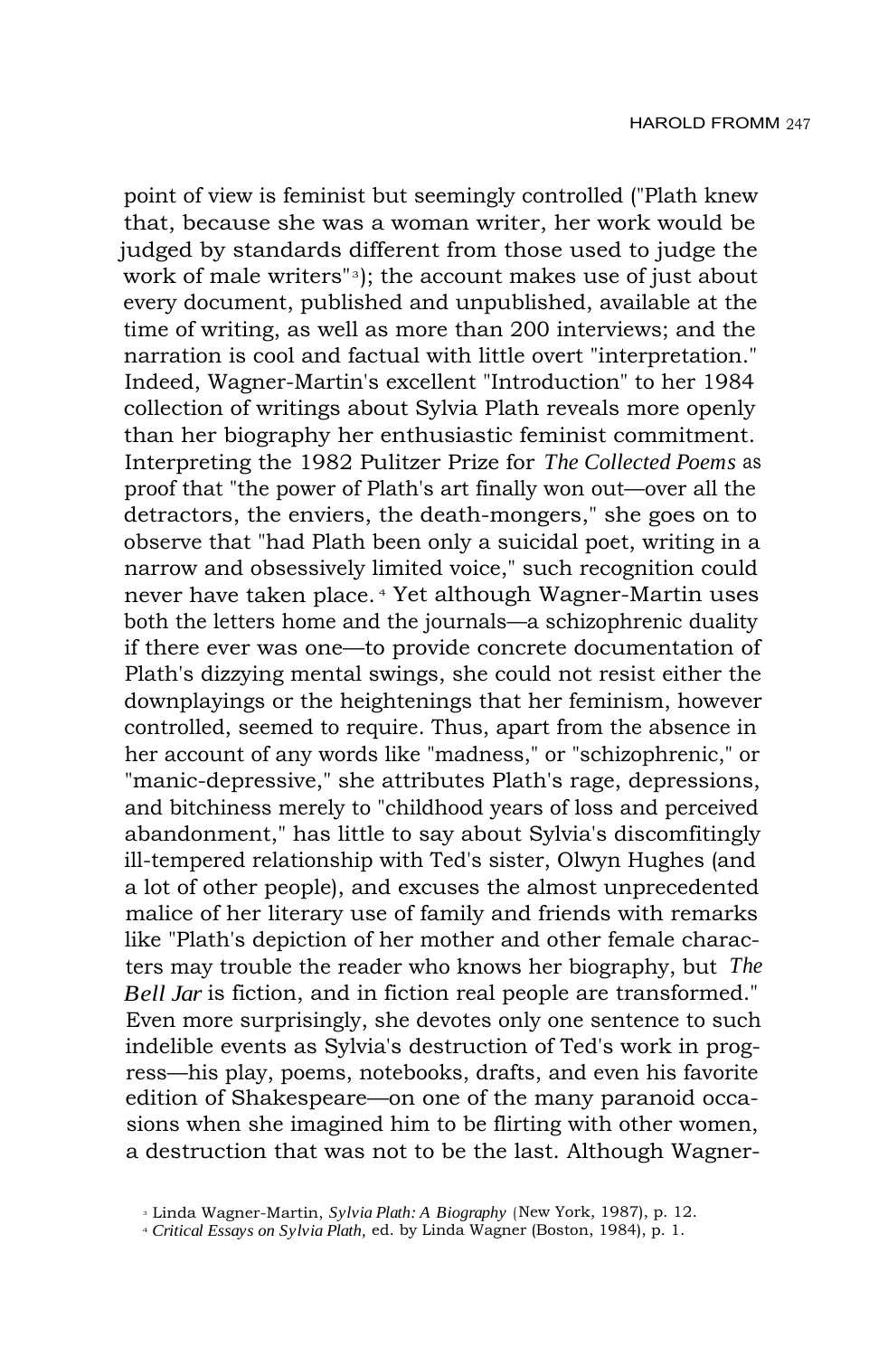point of view is feminist but seemingly controlled ("Plath knew that, because she was a woman writer, her work would be judged by standards different from those used to judge the work of male writers"[3]); the account makes use of just about every document, published and unpublished, available at the time of writing, as well as more than 200 interviews; and the narration is cool and factual with little overt "interpretation." Indeed, Wagner-Martin's excellent "Introduction" to her 1984 collection of writings about Sylvia Plath reveals more openly than her biography her enthusiastic feminist commitment. Interpreting the 1982 Pulitzer Prize for *The Collected Poems* as proof that "the power of Plath's art finally won out—over all the detractors, the enviers, the death-mongers," she goes on to observe that "had Plath been only a suicidal poet, writing in a narrow and obsessively limited voice," such recognition could never have taken place.[4] Yet although Wagner-Martin uses both the letters home and the journals—a schizophrenic duality if there ever was one—to provide concrete documentation of Plath's dizzying mental swings, she could not resist either the downplayings or the heightenings that her feminism, however controlled, seemed to require. Thus, apart from the absence in her account of any words like "madness," or "schizophrenic," or "manic-depressive," she attributes Plath's rage, depressions, and bitchiness merely to "childhood years of loss and perceived abandonment," has little to say about Sylvia's discomfitingly ill-tempered relationship with Ted's sister, Olwyn Hughes (and a lot of other people), and excuses the almost unprecedented malice of her literary use of family and friends with remarks like "Plath's depiction of her mother and other female characters may trouble the reader who knows her biography, but *The Bell Jar* is fiction, and in fiction real people are transformed." Even more surprisingly, she devotes only one sentence to such indelible events as Sylvia's destruction of Ted's work in progress—his play, poems, notebooks, drafts, and even his favorite edition of Shakespeare—on one of the many paranoid occasions when she imagined him to be flirting with other women, a destruction that was not to be the last. Although Wagner-

[3] Linda Wagner-Martin, *Sylvia Plath: A Biography* (New York, 1987), p. 12.

[4] *Critical Essays on Sylvia Plath,* ed. by Linda Wagner (Boston, 1984), p. 1.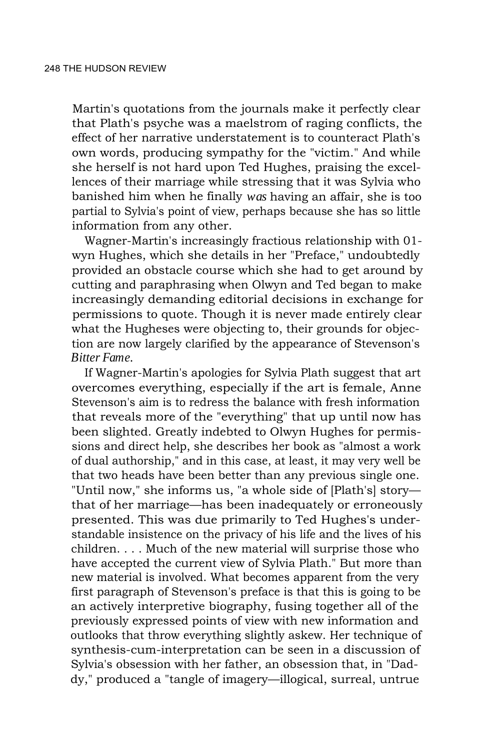Martin's quotations from the journals make it perfectly clear that Plath's psyche was a maelstrom of raging conflicts, the effect of her narrative understatement is to counteract Plath's own words, producing sympathy for the "victim." And while she herself is not hard upon Ted Hughes, praising the excellences of their marriage while stressing that it was Sylvia who banished him when he finally *was* having an affair, she is too partial to Sylvia's point of view, perhaps because she has so little information from any other.

Wagner-Martin's increasingly fractious relationship with 01-wyn Hughes, which she details in her "Preface," undoubtedly provided an obstacle course which she had to get around by cutting and paraphrasing when Olwyn and Ted began to make increasingly demanding editorial decisions in exchange for permissions to quote. Though it is never made entirely clear what the Hugheses were objecting to, their grounds for objection are now largely clarified by the appearance of Stevenson's *Bitter Fame.*

If Wagner-Martin's apologies for Sylvia Plath suggest that art overcomes everything, especially if the art is female, Anne Stevenson's aim is to redress the balance with fresh information that reveals more of the "everything" that up until now has been slighted. Greatly indebted to Olwyn Hughes for permissions and direct help, she describes her book as "almost a work of dual authorship," and in this case, at least, it may very well be that two heads have been better than any previous single one. "Until now," she informs us, "a whole side of [Plath's] story—that of her marriage—has been inadequately or erroneously presented. This was due primarily to Ted Hughes's understandable insistence on the privacy of his life and the lives of his children. . . . Much of the new material will surprise those who have accepted the current view of Sylvia Plath." But more than new material is involved. What becomes apparent from the very first paragraph of Stevenson's preface is that this is going to be an actively interpretive biography, fusing together all of the previously expressed points of view with new information and outlooks that throw everything slightly askew. Her technique of synthesis-cum-interpretation can be seen in a discussion of Sylvia's obsession with her father, an obsession that, in "Daddy," produced a "tangle of imagery—illogical, surreal, untrue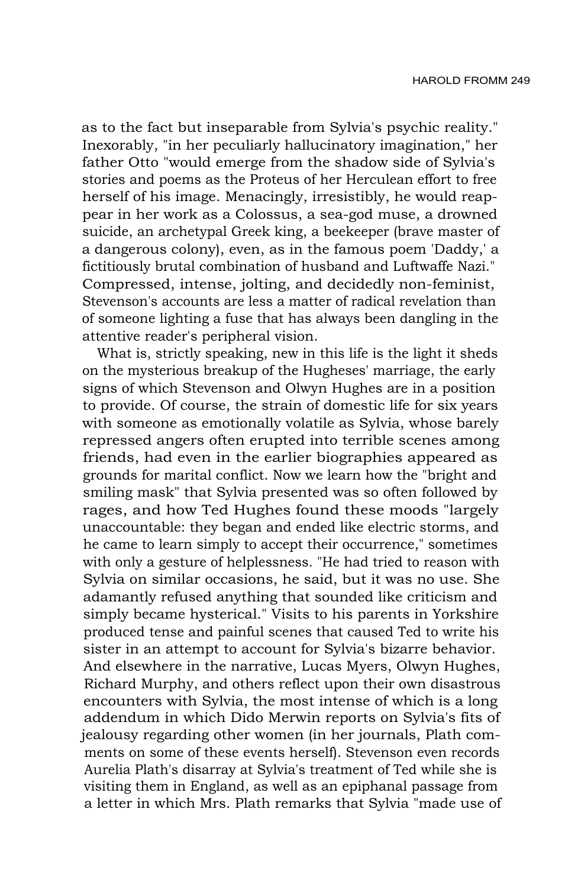as to the fact but inseparable from Sylvia's psychic reality." Inexorably, "in her peculiarly hallucinatory imagination," her father Otto "would emerge from the shadow side of Sylvia's stories and poems as the Proteus of her Herculean effort to free herself of his image. Menacingly, irresistibly, he would reappear in her work as a Colossus, a sea-god muse, a drowned suicide, an archetypal Greek king, a beekeeper (brave master of a dangerous colony), even, as in the famous poem 'Daddy,' a fictitiously brutal combination of husband and Luftwaffe Nazi." Compressed, intense, jolting, and decidedly non-feminist, Stevenson's accounts are less a matter of radical revelation than of someone lighting a fuse that has always been dangling in the attentive reader's peripheral vision.

What is, strictly speaking, new in this life is the light it sheds on the mysterious breakup of the Hugheses' marriage, the early signs of which Stevenson and Olwyn Hughes are in a position to provide. Of course, the strain of domestic life for six years with someone as emotionally volatile as Sylvia, whose barely repressed angers often erupted into terrible scenes among friends, had even in the earlier biographies appeared as grounds for marital conflict. Now we learn how the "bright and smiling mask" that Sylvia presented was so often followed by rages, and how Ted Hughes found these moods "largely unaccountable: they began and ended like electric storms, and he came to learn simply to accept their occurrence," sometimes with only a gesture of helplessness. "He had tried to reason with Sylvia on similar occasions, he said, but it was no use. She adamantly refused anything that sounded like criticism and simply became hysterical." Visits to his parents in Yorkshire produced tense and painful scenes that caused Ted to write his sister in an attempt to account for Sylvia's bizarre behavior. And elsewhere in the narrative, Lucas Myers, Olwyn Hughes, Richard Murphy, and others reflect upon their own disastrous encounters with Sylvia, the most intense of which is a long addendum in which Dido Merwin reports on Sylvia's fits of jealousy regarding other women (in her journals, Plath comments on some of these events herself). Stevenson even records Aurelia Plath's disarray at Sylvia's treatment of Ted while she is visiting them in England, as well as an epiphanal passage from a letter in which Mrs. Plath remarks that Sylvia "made use of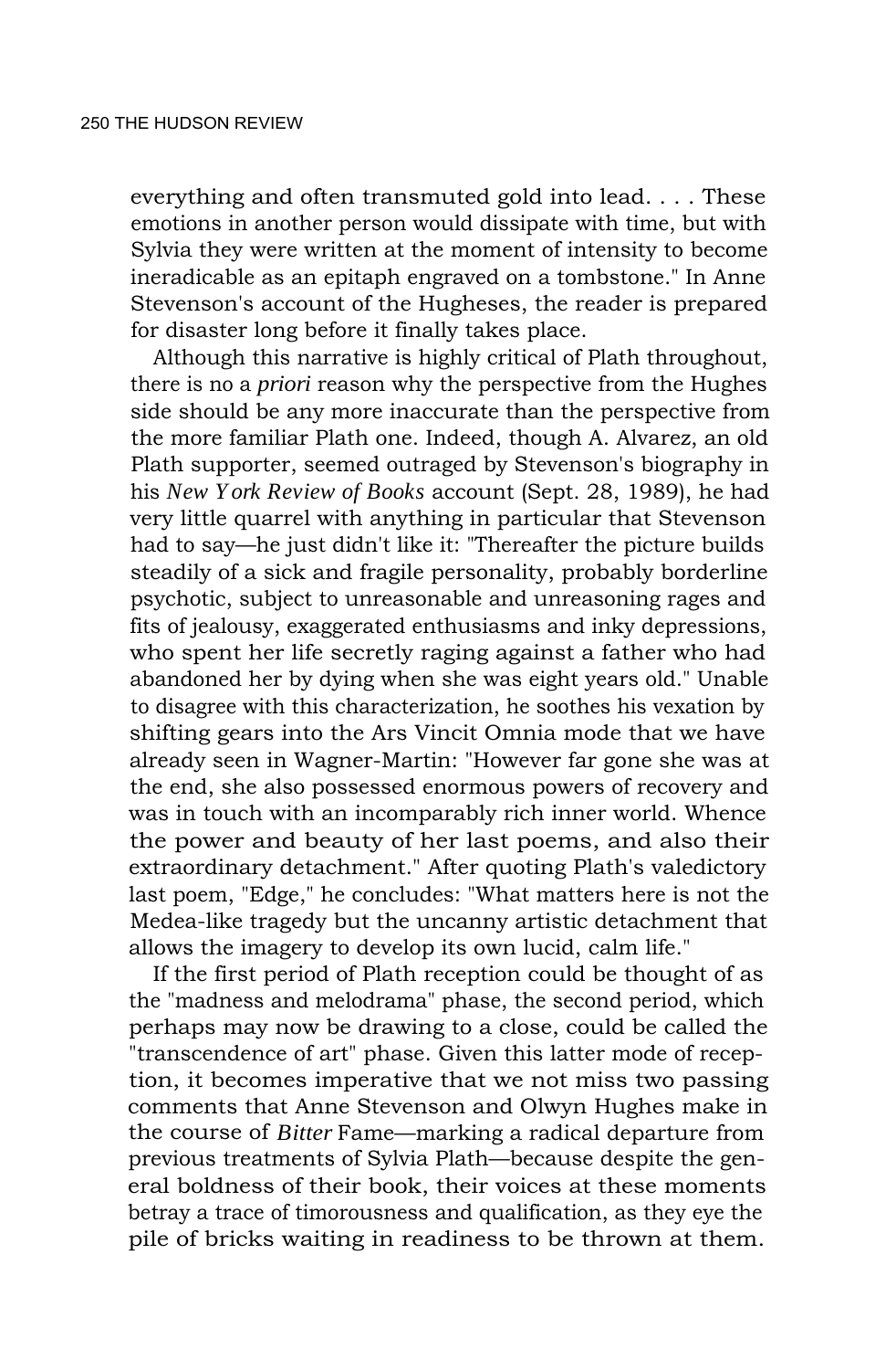everything and often transmuted gold into lead. . . . These emotions in another person would dissipate with time, but with Sylvia they were written at the moment of intensity to become ineradicable as an epitaph engraved on a tombstone." In Anne Stevenson's account of the Hugheses, the reader is prepared for disaster long before it finally takes place.

Although this narrative is highly critical of Plath throughout, there is no a *priori* reason why the perspective from the Hughes side should be any more inaccurate than the perspective from the more familiar Plath one. Indeed, though A. Alvarez, an old Plath supporter, seemed outraged by Stevenson's biography in his *New York Review of Books* account (Sept. 28, 1989), he had very little quarrel with anything in particular that Stevenson had to say—he just didn't like it: "Thereafter the picture builds steadily of a sick and fragile personality, probably borderline psychotic, subject to unreasonable and unreasoning rages and fits of jealousy, exaggerated enthusiasms and inky depressions, who spent her life secretly raging against a father who had abandoned her by dying when she was eight years old." Unable to disagree with this characterization, he soothes his vexation by shifting gears into the Ars Vincit Omnia mode that we have already seen in Wagner-Martin: "However far gone she was at the end, she also possessed enormous powers of recovery and was in touch with an incomparably rich inner world. Whence the power and beauty of her last poems, and also their extraordinary detachment." After quoting Plath's valedictory last poem, "Edge," he concludes: "What matters here is not the Medea-like tragedy but the uncanny artistic detachment that allows the imagery to develop its own lucid, calm life."

If the first period of Plath reception could be thought of as the "madness and melodrama" phase, the second period, which perhaps may now be drawing to a close, could be called the "transcendence of art" phase. Given this latter mode of reception, it becomes imperative that we not miss two passing comments that Anne Stevenson and Olwyn Hughes make in the course of *Bitter* Fame—marking a radical departure from previous treatments of Sylvia Plath—because despite the general boldness of their book, their voices at these moments betray a trace of timorousness and qualification, as they eye the pile of bricks waiting in readiness to be thrown at them.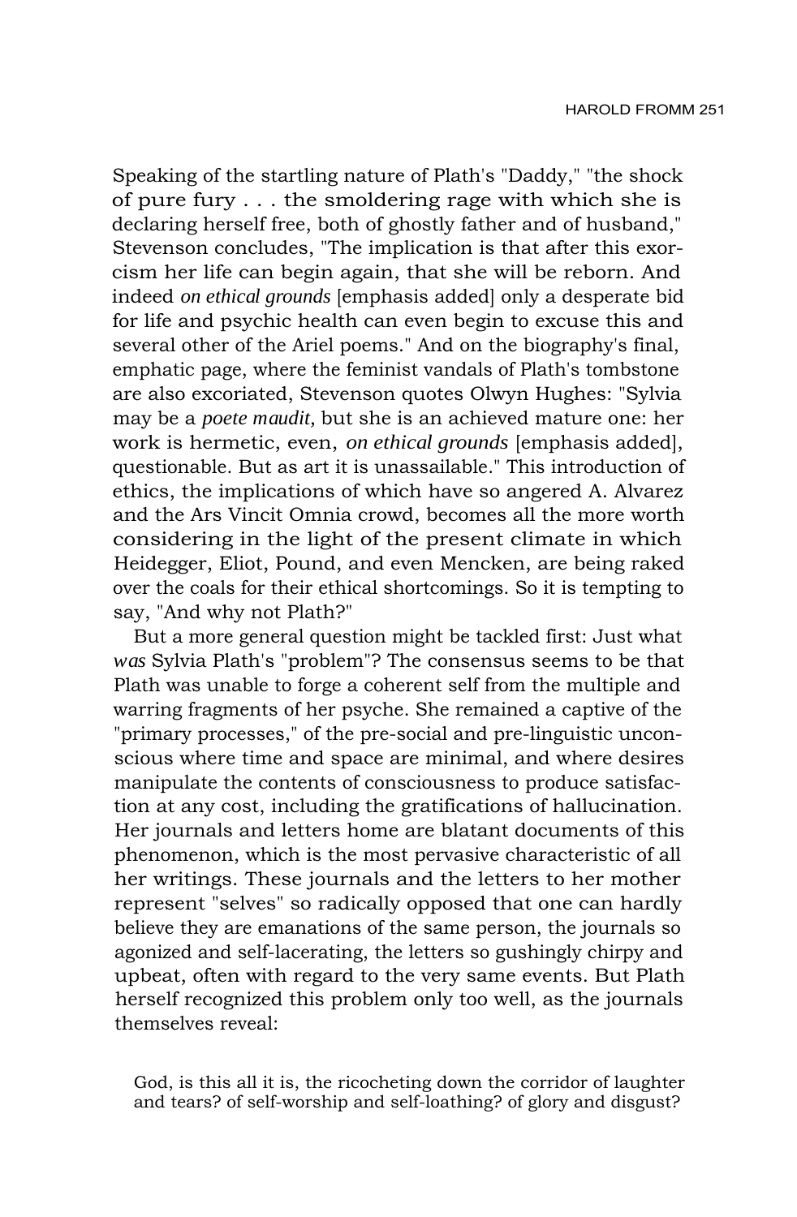Speaking of the startling nature of Plath's "Daddy," "the shock of pure fury . . . the smoldering rage with which she is declaring herself free, both of ghostly father and of husband," Stevenson concludes, "The implication is that after this exorcism her life can begin again, that she will be reborn. And indeed *on ethical grounds* [emphasis added] only a desperate bid for life and psychic health can even begin to excuse this and several other of the Ariel poems." And on the biography's final, emphatic page, where the feminist vandals of Plath's tombstone are also excoriated, Stevenson quotes Olwyn Hughes: "Sylvia may be a *poete maudit,* but she is an achieved mature one: her work is hermetic, even, *on ethical grounds* [emphasis added], questionable. But as art it is unassailable." This introduction of ethics, the implications of which have so angered A. Alvarez and the Ars Vincit Omnia crowd, becomes all the more worth considering in the light of the present climate in which Heidegger, Eliot, Pound, and even Mencken, are being raked over the coals for their ethical shortcomings. So it is tempting to say, "And why not Plath?"

But a more general question might be tackled first: Just what *was* Sylvia Plath's "problem"? The consensus seems to be that Plath was unable to forge a coherent self from the multiple and warring fragments of her psyche. She remained a captive of the "primary processes," of the pre-social and pre-linguistic unconscious where time and space are minimal, and where desires manipulate the contents of consciousness to produce satisfaction at any cost, including the gratifications of hallucination. Her journals and letters home are blatant documents of this phenomenon, which is the most pervasive characteristic of all her writings. These journals and the letters to her mother represent "selves" so radically opposed that one can hardly believe they are emanations of the same person, the journals so agonized and self-lacerating, the letters so gushingly chirpy and upbeat, often with regard to the very same events. But Plath herself recognized this problem only too well, as the journals themselves reveal:

> God, is this all it is, the ricocheting down the corridor of laughter and tears? of self-worship and self-loathing? of glory and disgust?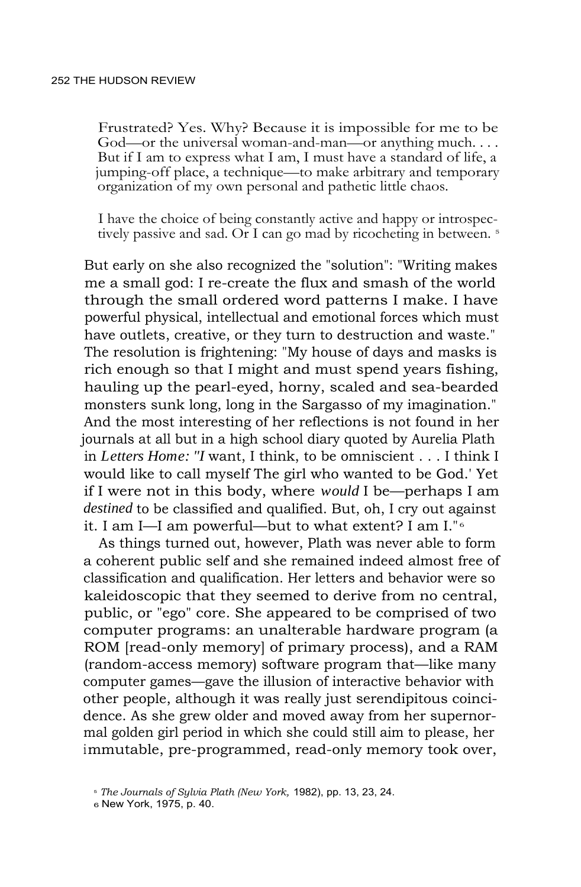> Frustrated? Yes. Why? Because it is impossible for me to be God—or the universal woman-and-man—or anything much. . . . But if I am to express what I am, I must have a standard of life, a jumping-off place, a technique—to make arbitrary and temporary organization of my own personal and pathetic little chaos.

> I have the choice of being constantly active and happy or introspectively passive and sad. Or I can go mad by ricocheting in between. [5]

But early on she also recognized the "solution": "Writing makes me a small god: I re-create the flux and smash of the world through the small ordered word patterns I make. I have powerful physical, intellectual and emotional forces which must have outlets, creative, or they turn to destruction and waste." The resolution is frightening: "My house of days and masks is rich enough so that I might and must spend years fishing, hauling up the pearl-eyed, horny, scaled and sea-bearded monsters sunk long, long in the Sargasso of my imagination." And the most interesting of her reflections is not found in her journals at all but in a high school diary quoted by Aurelia Plath in *Letters Home: "I* want, I think, to be omniscient . . . I think I would like to call myself The girl who wanted to be God.' Yet if I were not in this body, where *would* I be—perhaps I am *destined* to be classified and qualified. But, oh, I cry out against it. I am I—I am powerful—but to what extent? I am I." [6]

As things turned out, however, Plath was never able to form a coherent public self and she remained indeed almost free of classification and qualification. Her letters and behavior were so kaleidoscopic that they seemed to derive from no central, public, or "ego" core. She appeared to be comprised of two computer programs: an unalterable hardware program (a ROM [read-only memory] of primary process), and a RAM (random-access memory) software program that—like many computer games—gave the illusion of interactive behavior with other people, although it was really just serendipitous coincidence. As she grew older and moved away from her supernormal golden girl period in which she could still aim to please, her immutable, pre-programmed, read-only memory took over,

[5] *The Journals of Sylvia Plath (New York,* 1982), pp. 13, 23, 24.

[6] New York, 1975, p. 40.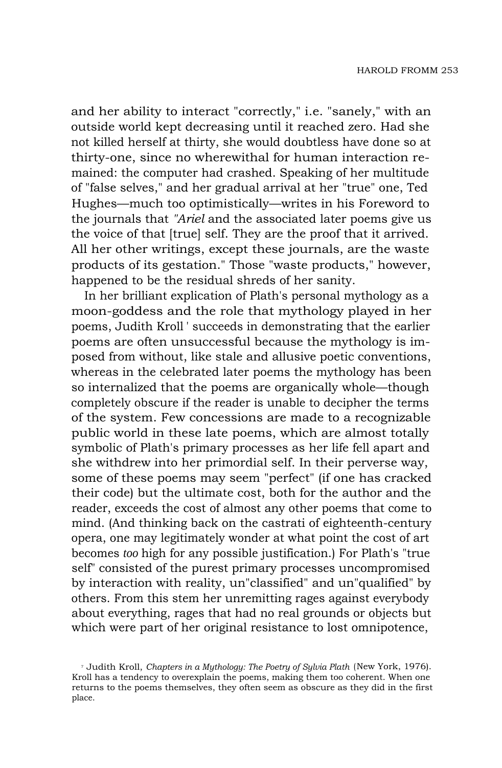and her ability to interact "correctly," i.e. "sanely," with an outside world kept decreasing until it reached zero. Had she not killed herself at thirty, she would doubtless have done so at thirty-one, since no wherewithal for human interaction remained: the computer had crashed. Speaking of her multitude of "false selves," and her gradual arrival at her "true" one, Ted Hughes—much too optimistically—writes in his Foreword to the journals that *"Ariel* and the associated later poems give us the voice of that [true] self. They are the proof that it arrived. All her other writings, except these journals, are the waste products of its gestation." Those "waste products," however, happened to be the residual shreds of her sanity.

In her brilliant explication of Plath's personal mythology as a moon-goddess and the role that mythology played in her poems, Judith Kroll[7] succeeds in demonstrating that the earlier poems are often unsuccessful because the mythology is imposed from without, like stale and allusive poetic conventions, whereas in the celebrated later poems the mythology has been so internalized that the poems are organically whole—though completely obscure if the reader is unable to decipher the terms of the system. Few concessions are made to a recognizable public world in these late poems, which are almost totally symbolic of Plath's primary processes as her life fell apart and she withdrew into her primordial self. In their perverse way, some of these poems may seem "perfect" (if one has cracked their code) but the ultimate cost, both for the author and the reader, exceeds the cost of almost any other poems that come to mind. (And thinking back on the castrati of eighteenth-century opera, one may legitimately wonder at what point the cost of art becomes *too* high for any possible justification.) For Plath's "true self" consisted of the purest primary processes uncompromised by interaction with reality, un"classified" and un"qualified" by others. From this stem her unremitting rages against everybody about everything, rages that had no real grounds or objects but which were part of her original resistance to lost omnipotence,

[7] Judith Kroll, *Chapters in a Mythology: The Poetry of Sylvia Plath* (New York, 1976). Kroll has a tendency to overexplain the poems, making them too coherent. When one returns to the poems themselves, they often seem as obscure as they did in the first place.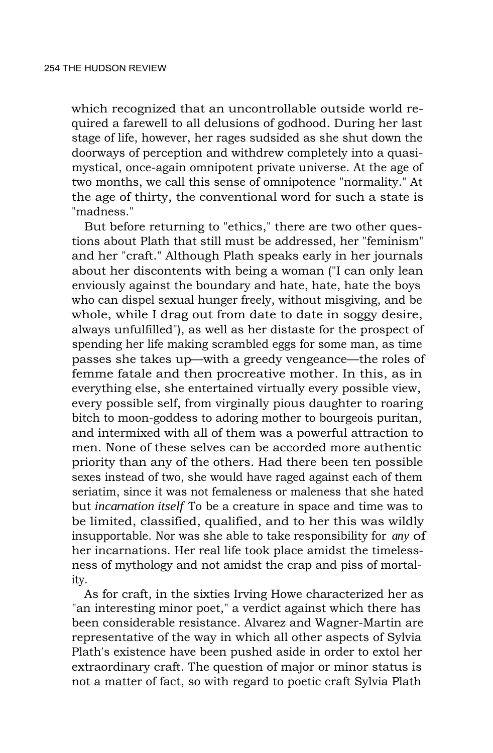which recognized that an uncontrollable outside world required a farewell to all delusions of godhood. During her last stage of life, however, her rages sudsided as she shut down the doorways of perception and withdrew completely into a quasi-mystical, once-again omnipotent private universe. At the age of two months, we call this sense of omnipotence "normality." At the age of thirty, the conventional word for such a state is "madness."

But before returning to "ethics," there are two other questions about Plath that still must be addressed, her "feminism" and her "craft." Although Plath speaks early in her journals about her discontents with being a woman ("I can only lean enviously against the boundary and hate, hate, hate the boys who can dispel sexual hunger freely, without misgiving, and be whole, while I drag out from date to date in soggy desire, always unfulfilled"), as well as her distaste for the prospect of spending her life making scrambled eggs for some man, as time passes she takes up—with a greedy vengeance—the roles of femme fatale and then procreative mother. In this, as in everything else, she entertained virtually every possible view, every possible self, from virginally pious daughter to roaring bitch to moon-goddess to adoring mother to bourgeois puritan, and intermixed with all of them was a powerful attraction to men. None of these selves can be accorded more authentic priority than any of the others. Had there been ten possible sexes instead of two, she would have raged against each of them seriatim, since it was not femaleness or maleness that she hated but *incarnation itself* To be a creature in space and time was to be limited, classified, qualified, and to her this was wildly insupportable. Nor was she able to take responsibility for *any* of her incarnations. Her real life took place amidst the timelessness of mythology and not amidst the crap and piss of mortality.

As for craft, in the sixties Irving Howe characterized her as "an interesting minor poet," a verdict against which there has been considerable resistance. Alvarez and Wagner-Martin are representative of the way in which all other aspects of Sylvia Plath's existence have been pushed aside in order to extol her extraordinary craft. The question of major or minor status is not a matter of fact, so with regard to poetic craft Sylvia Plath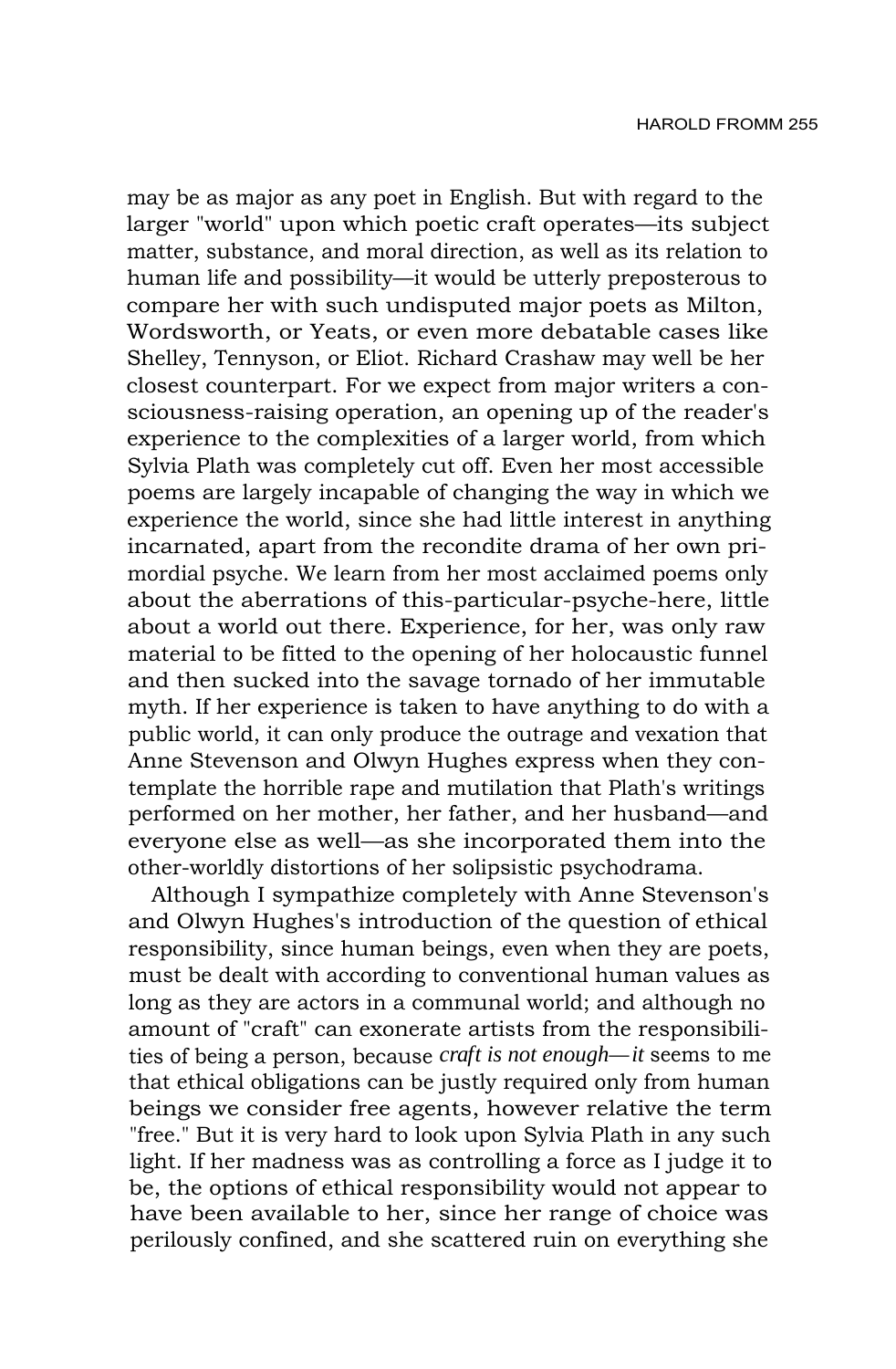may be as major as any poet in English. But with regard to the larger "world" upon which poetic craft operates—its subject matter, substance, and moral direction, as well as its relation to human life and possibility—it would be utterly preposterous to compare her with such undisputed major poets as Milton, Wordsworth, or Yeats, or even more debatable cases like Shelley, Tennyson, or Eliot. Richard Crashaw may well be her closest counterpart. For we expect from major writers a consciousness-raising operation, an opening up of the reader's experience to the complexities of a larger world, from which Sylvia Plath was completely cut off. Even her most accessible poems are largely incapable of changing the way in which we experience the world, since she had little interest in anything incarnated, apart from the recondite drama of her own primordial psyche. We learn from her most acclaimed poems only about the aberrations of this-particular-psyche-here, little about a world out there. Experience, for her, was only raw material to be fitted to the opening of her holocaustic funnel and then sucked into the savage tornado of her immutable myth. If her experience is taken to have anything to do with a public world, it can only produce the outrage and vexation that Anne Stevenson and Olwyn Hughes express when they contemplate the horrible rape and mutilation that Plath's writings performed on her mother, her father, and her husband—and everyone else as well—as she incorporated them into the other-worldly distortions of her solipsistic psychodrama.

Although I sympathize completely with Anne Stevenson's and Olwyn Hughes's introduction of the question of ethical responsibility, since human beings, even when they are poets, must be dealt with according to conventional human values as long as they are actors in a communal world; and although no amount of "craft" can exonerate artists from the responsibilities of being a person, because *craft is not enough—it* seems to me that ethical obligations can be justly required only from human beings we consider free agents, however relative the term "free." But it is very hard to look upon Sylvia Plath in any such light. If her madness was as controlling a force as I judge it to be, the options of ethical responsibility would not appear to have been available to her, since her range of choice was perilously confined, and she scattered ruin on everything she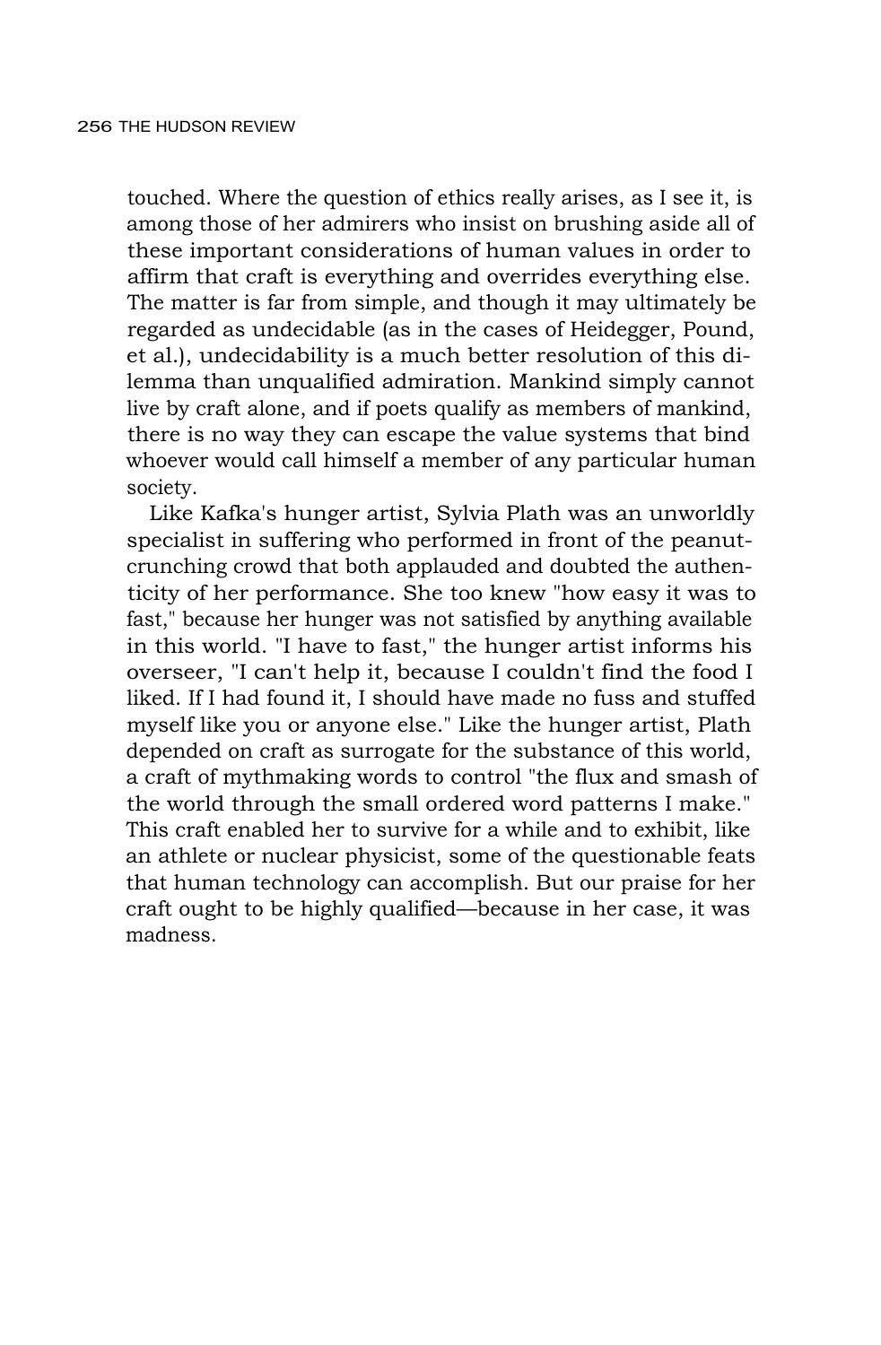touched. Where the question of ethics really arises, as I see it, is among those of her admirers who insist on brushing aside all of these important considerations of human values in order to affirm that craft is everything and overrides everything else. The matter is far from simple, and though it may ultimately be regarded as undecidable (as in the cases of Heidegger, Pound, et al.), undecidability is a much better resolution of this dilemma than unqualified admiration. Mankind simply cannot live by craft alone, and if poets qualify as members of mankind, there is no way they can escape the value systems that bind whoever would call himself a member of any particular human society.

Like Kafka's hunger artist, Sylvia Plath was an unworldly specialist in suffering who performed in front of the peanut-crunching crowd that both applauded and doubted the authenticity of her performance. She too knew "how easy it was to fast," because her hunger was not satisfied by anything available in this world. "I have to fast," the hunger artist informs his overseer, "I can't help it, because I couldn't find the food I liked. If I had found it, I should have made no fuss and stuffed myself like you or anyone else." Like the hunger artist, Plath depended on craft as surrogate for the substance of this world, a craft of mythmaking words to control "the flux and smash of the world through the small ordered word patterns I make." This craft enabled her to survive for a while and to exhibit, like an athlete or nuclear physicist, some of the questionable feats that human technology can accomplish. But our praise for her craft ought to be highly qualified—because in her case, it was madness.